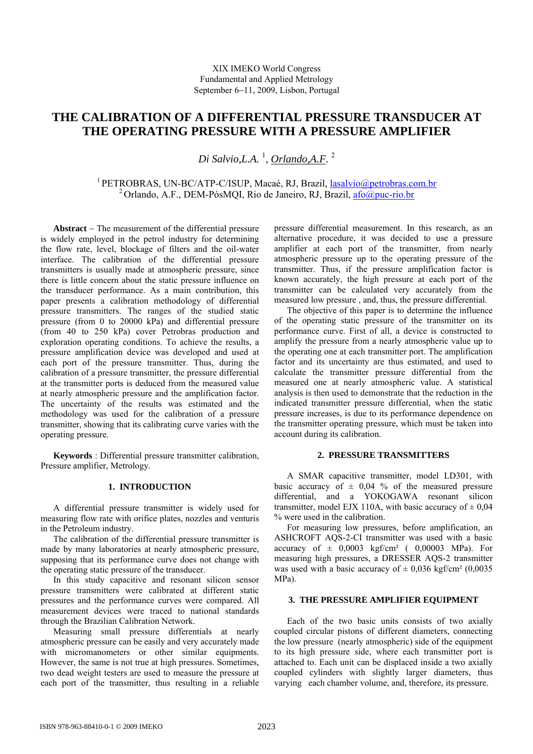XIX IMEKO World Congress
Fundamental and Applied Metrology
September 6–11, 2009, Lisbon, Portugal

# THE CALIBRATION OF A DIFFERENTIAL PRESSURE TRANSDUCER AT THE OPERATING PRESSURE WITH A PRESSURE AMPLIFIER

*Di Salvio,L.A.* [1], *Orlando,A.F.* [2]

[1] PETROBRAS, UN-BC/ATP-C/ISUP, Macaé, RJ, Brazil, lasalvio@petrobras.com.br
[2] Orlando, A.F., DEM-PósMQI, Rio de Janeiro, RJ, Brazil, afo@puc-rio.br

**Abstract** – The measurement of the differential pressure is widely employed in the petrol industry for determining the flow rate, level, blockage of filters and the oil-water interface. The calibration of the differential pressure transmitters is usually made at atmospheric pressure, since there is little concern about the static pressure influence on the transducer performance. As a main contribution, this paper presents a calibration methodology of differential pressure transmitters. The ranges of the studied static pressure (from 0 to 20000 kPa) and differential pressure (from 40 to 250 kPa) cover Petrobras production and exploration operating conditions. To achieve the results, a pressure amplification device was developed and used at each port of the pressure transmitter. Thus, during the calibration of a pressure transmitter, the pressure differential at the transmitter ports is deduced from the measured value at nearly atmospheric pressure and the amplification factor. The uncertainty of the results was estimated and the methodology was used for the calibration of a pressure transmitter, showing that its calibrating curve varies with the operating pressure.

**Keywords** : Differential pressure transmitter calibration, Pressure amplifier, Metrology.

## 1. INTRODUCTION

A differential pressure transmitter is widely used for measuring flow rate with orifice plates, nozzles and venturis in the Petroleum industry.

The calibration of the differential pressure transmitter is made by many laboratories at nearly atmospheric pressure, supposing that its performance curve does not change with the operating static pressure of the transducer.

In this study capacitive and resonant silicon sensor pressure transmitters were calibrated at different static pressures and the performance curves were compared. All measurement devices were traced to national standards through the Brazilian Calibration Network.

Measuring small pressure differentials at nearly atmospheric pressure can be easily and very accurately made with micromanometers or other similar equipments. However, the same is not true at high pressures. Sometimes, two dead weight testers are used to measure the pressure at each port of the transmitter, thus resulting in a reliable pressure differential measurement. In this research, as an alternative procedure, it was decided to use a pressure amplifier at each port of the transmitter, from nearly atmospheric pressure up to the operating pressure of the transmitter. Thus, if the pressure amplification factor is known accurately, the high pressure at each port of the transmitter can be calculated very accurately from the measured low pressure , and, thus, the pressure differential.

The objective of this paper is to determine the influence of the operating static pressure of the transmitter on its performance curve. First of all, a device is constructed to amplify the pressure from a nearly atmospheric value up to the operating one at each transmitter port. The amplification factor and its uncertainty are thus estimated, and used to calculate the transmitter pressure differential from the measured one at nearly atmospheric value. A statistical analysis is then used to demonstrate that the reduction in the indicated transmitter pressure differential, when the static pressure increases, is due to its performance dependence on the transmitter operating pressure, which must be taken into account during its calibration.

## 2. PRESSURE TRANSMITTERS

A SMAR capacitive transmitter, model LD301, with basic accuracy of ± 0,04 % of the measured pressure differential, and a YOKOGAWA resonant silicon transmitter, model EJX 110A, with basic accuracy of ± 0,04 % were used in the calibration.

For measuring low pressures, before amplification, an ASHCROFT AQS-2-CI transmitter was used with a basic accuracy of ± 0,0003 kgf/cm² ( 0,00003 MPa). For measuring high pressures, a DRESSER AQS-2 transmitter was used with a basic accuracy of ± 0,036 kgf/cm² (0,0035 MPa).

## 3. THE PRESSURE AMPLIFIER EQUIPMENT

Each of the two basic units consists of two axially coupled circular pistons of different diameters, connecting the low pressure (nearly atmospheric) side of the equipment to its high pressure side, where each transmitter port is attached to. Each unit can be displaced inside a two axially coupled cylinders with slightly larger diameters, thus varying each chamber volume, and, therefore, its pressure.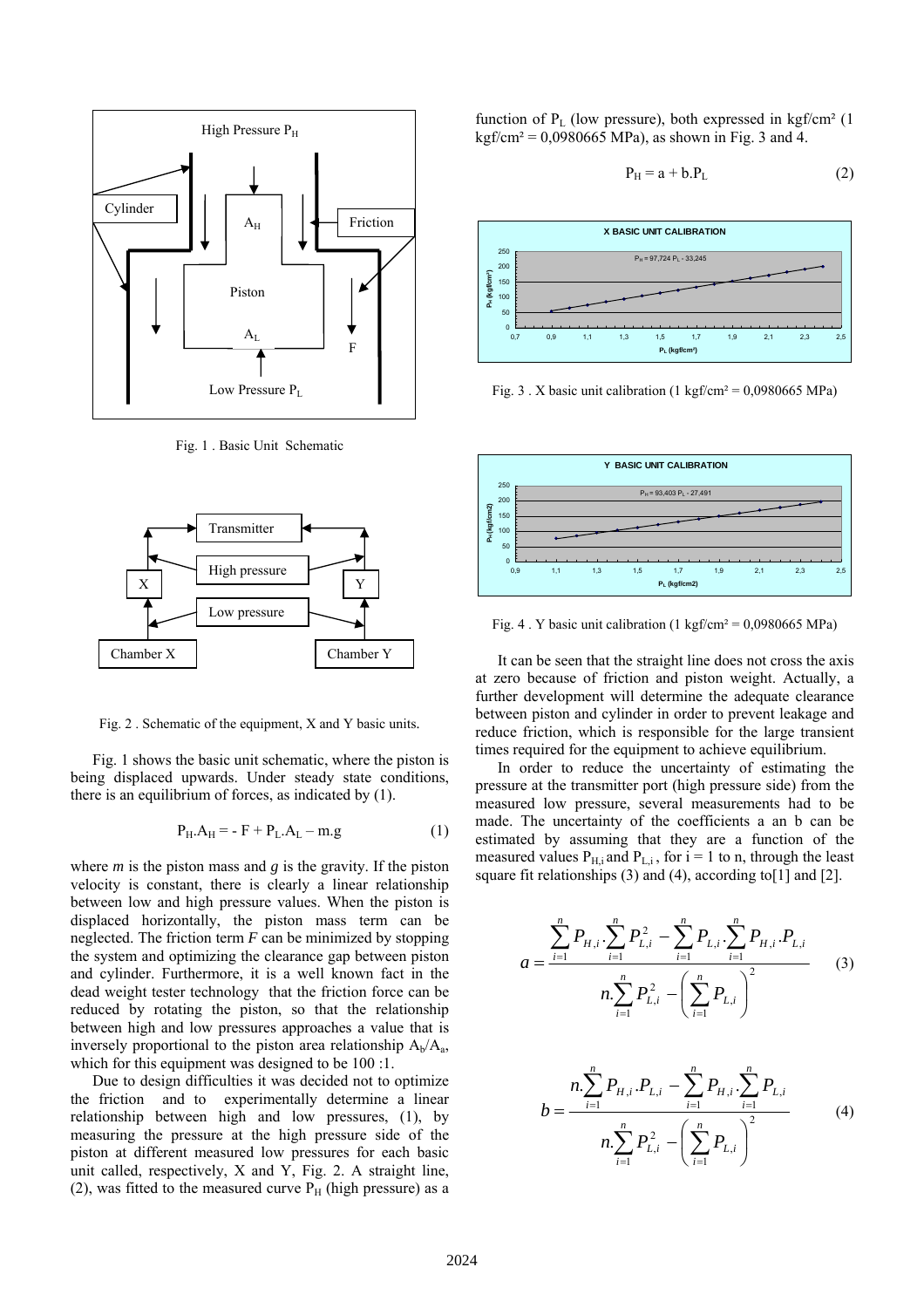Fig. 1 . Basic Unit Schematic

Fig. 2 . Schematic of the equipment, X and Y basic units.

Fig. 1 shows the basic unit schematic, where the piston is being displaced upwards. Under steady state conditions, there is an equilibrium of forces, as indicated by (1).

$$P_H.A_H = - F + P_L.A_L – m.g \qquad (1)$$

where *m* is the piston mass and *g* is the gravity. If the piston velocity is constant, there is clearly a linear relationship between low and high pressure values. When the piston is displaced horizontally, the piston mass term can be neglected. The friction term *F* can be minimized by stopping the system and optimizing the clearance gap between piston and cylinder. Furthermore, it is a well known fact in the dead weight tester technology that the friction force can be reduced by rotating the piston, so that the relationship between high and low pressures approaches a value that is inversely proportional to the piston area relationship $A_b/A_a$, which for this equipment was designed to be 100 :1.

Due to design difficulties it was decided not to optimize the friction and to experimentally determine a linear relationship between high and low pressures, (1), by measuring the pressure at the high pressure side of the piston at different measured low pressures for each basic unit called, respectively, X and Y, Fig. 2. A straight line, (2), was fitted to the measured curve $P_H$ (high pressure) as a function of $P_L$ (low pressure), both expressed in kgf/cm² (1 kgf/cm² = 0,0980665 MPa), as shown in Fig. 3 and 4.

$$P_H = a + b.P_L \qquad (2)$$

Fig. 3 . X basic unit calibration (1 kgf/cm² = 0,0980665 MPa)

Fig. 4 . Y basic unit calibration (1 kgf/cm² = 0,0980665 MPa)

It can be seen that the straight line does not cross the axis at zero because of friction and piston weight. Actually, a further development will determine the adequate clearance between piston and cylinder in order to prevent leakage and reduce friction, which is responsible for the large transient times required for the equipment to achieve equilibrium.

In order to reduce the uncertainty of estimating the pressure at the transmitter port (high pressure side) from the measured low pressure, several measurements had to be made. The uncertainty of the coefficients a an b can be estimated by assuming that they are a function of the measured values $P_{H,i}$ and $P_{L,i}$ , for i = 1 to n, through the least square fit relationships (3) and (4), according to[1] and [2].

$$a = \frac{\sum_{i=1}^{n} P_{H,i} . \sum_{i=1}^{n} P_{L,i}^2 - \sum_{i=1}^{n} P_{L,i} . \sum_{i=1}^{n} P_{H,i} . P_{L,i}}{n . \sum_{i=1}^{n} P_{L,i}^2 - \left( \sum_{i=1}^{n} P_{L,i} \right)^2} \qquad (3)$$

$$b = \frac{n . \sum_{i=1}^{n} P_{H,i} . P_{L,i} - \sum_{i=1}^{n} P_{H,i} . \sum_{i=1}^{n} P_{L,i}}{n . \sum_{i=1}^{n} P_{L,i}^2 - \left( \sum_{i=1}^{n} P_{L,i} \right)^2} \qquad (4)$$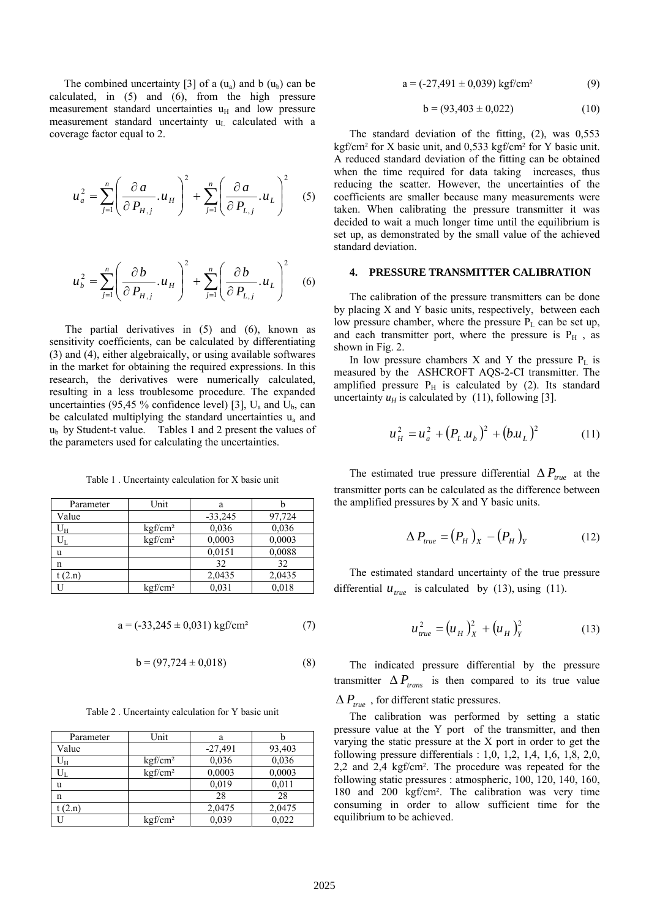The combined uncertainty [3] of a ($u_a$) and b ($u_b$) can be calculated, in (5) and (6), from the high pressure measurement standard uncertainties $u_H$ and low pressure measurement standard uncertainty $u_L$ calculated with a coverage factor equal to 2.

$$u_a^2 = \sum_{j=1}^{n} \left( \frac{\partial a}{\partial P_{H,j}} . u_H \right)^2 + \sum_{j=1}^{n} \left( \frac{\partial a}{\partial P_{L,j}} . u_L \right)^2 \quad (5)$$

$$u_b^2 = \sum_{j=1}^{n} \left( \frac{\partial b}{\partial P_{H,j}} . u_H \right)^2 + \sum_{j=1}^{n} \left( \frac{\partial b}{\partial P_{L,j}} . u_L \right)^2 \quad (6)$$

The partial derivatives in (5) and (6), known as sensitivity coefficients, can be calculated by differentiating (3) and (4), either algebraically, or using available softwares in the market for obtaining the required expressions. In this research, the derivatives were numerically calculated, resulting in a less troublesome procedure. The expanded uncertainties (95,45 % confidence level) [3], $U_a$ and $U_b$, can be calculated multiplying the standard uncertainties $u_a$ and $u_b$ by Student-t value. Tables 1 and 2 present the values of the parameters used for calculating the uncertainties.

Table 1 . Uncertainty calculation for X basic unit

| Parameter | Unit | a | b |
|---|---|---|---|
| Value | | -33,245 | 97,724 |
| $U_H$ | kgf/cm² | 0,036 | 0,036 |
| $U_L$ | kgf/cm² | 0,0003 | 0,0003 |
| u | | 0,0151 | 0,0088 |
| n | | 32 | 32 |
| t (2.n) | | 2,0435 | 2,0435 |
| U | kgf/cm² | 0,031 | 0,018 |

$$a = (-33{,}245 \pm 0{,}031) \text{ kgf/cm}^2 \quad (7)$$

$$b = (97{,}724 \pm 0{,}018) \quad (8)$$

Table 2 . Uncertainty calculation for Y basic unit

| Parameter | Unit | a | b |
|---|---|---|---|
| Value | | -27,491 | 93,403 |
| $U_H$ | kgf/cm² | 0,036 | 0,036 |
| $U_L$ | kgf/cm² | 0,0003 | 0,0003 |
| u | | 0,019 | 0,011 |
| n | | 28 | 28 |
| t (2.n) | | 2,0475 | 2,0475 |
| U | kgf/cm² | 0,039 | 0,022 |

$$a = (-27{,}491 \pm 0{,}039) \text{ kgf/cm}^2 \quad (9)$$

$$b = (93{,}403 \pm 0{,}022) \quad (10)$$

The standard deviation of the fitting, (2), was 0,553 kgf/cm² for X basic unit, and 0,533 kgf/cm² for Y basic unit. A reduced standard deviation of the fitting can be obtained when the time required for data taking increases, thus reducing the scatter. However, the uncertainties of the coefficients are smaller because many measurements were taken. When calibrating the pressure transmitter it was decided to wait a much longer time until the equilibrium is set up, as demonstrated by the small value of the achieved standard deviation.

## 4. PRESSURE TRANSMITTER CALIBRATION

The calibration of the pressure transmitters can be done by placing X and Y basic units, respectively, between each low pressure chamber, where the pressure $P_L$ can be set up, and each transmitter port, where the pressure is $P_H$ , as shown in Fig. 2.

In low pressure chambers X and Y the pressure $P_L$ is measured by the ASHCROFT AQS-2-CI transmitter. The amplified pressure $P_H$ is calculated by (2). Its standard uncertainty $u_H$ is calculated by (11), following [3].

$$u_H^2 = u_a^2 + \left(P_L . u_b\right)^2 + \left(b . u_L\right)^2 \quad (11)$$

The estimated true pressure differential $\Delta P_{true}$ at the transmitter ports can be calculated as the difference between the amplified pressures by X and Y basic units.

$$\Delta P_{true} = \left(P_H\right)_X - \left(P_H\right)_Y \quad (12)$$

The estimated standard uncertainty of the true pressure differential $u_{true}$ is calculated by (13), using (11).

$$u_{true}^2 = \left(u_H\right)_X^2 + \left(u_H\right)_Y^2 \quad (13)$$

The indicated pressure differential by the pressure transmitter $\Delta P_{trans}$ is then compared to its true value $\Delta P_{true}$ , for different static pressures.

The calibration was performed by setting a static pressure value at the Y port of the transmitter, and then varying the static pressure at the X port in order to get the following pressure differentials : 1,0, 1,2, 1,4, 1,6, 1,8, 2,0, 2,2 and 2,4 kgf/cm². The procedure was repeated for the following static pressures : atmospheric, 100, 120, 140, 160, 180 and 200 kgf/cm². The calibration was very time consuming in order to allow sufficient time for the equilibrium to be achieved.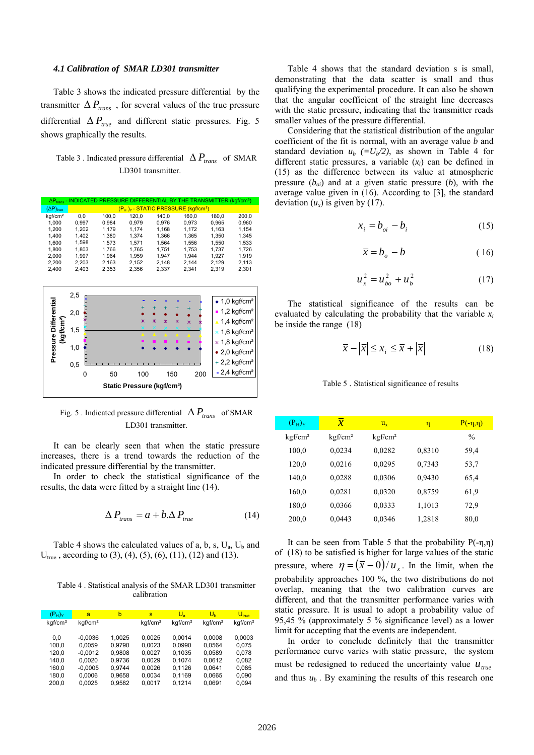### 4.1 Calibration of SMAR LD301 transmitter

Table 3 shows the indicated pressure differential by the transmitter $\Delta P_{trans}$ , for several values of the true pressure differential $\Delta P_{true}$ and different static pressures. Fig. 5 shows graphically the results.

Table 3 . Indicated pressure differential $\Delta P_{trans}$ of SMAR LD301 transmitter.

| $\Delta P_{trans}$ - INDICATED PRESSURE DIFFERENTIAL BY THE TRANSMITTER (kgf/cm²) | | | | | | | |
|---|---|---|---|---|---|---|---|
| $(\Delta P)_{true}$ | $(P_H)_Y$ - STATIC PRESSURE (kgf/cm²) | | | | | | |
| kgf/cm² | 0,0 | 100,0 | 120,0 | 140,0 | 160,0 | 180,0 | 200,0 |
| 1,000 | 0,997 | 0,984 | 0,979 | 0,976 | 0,973 | 0,965 | 0,960 |
| 1,200 | 1,202 | 1,179 | 1,174 | 1,168 | 1,172 | 1,163 | 1,154 |
| 1,400 | 1,402 | 1,380 | 1,374 | 1,366 | 1,365 | 1,350 | 1,345 |
| 1,600 | 1,598 | 1,573 | 1,571 | 1,564 | 1,556 | 1,550 | 1,533 |
| 1,800 | 1,803 | 1,766 | 1,765 | 1,751 | 1,753 | 1,737 | 1,726 |
| 2,000 | 1,997 | 1,964 | 1,959 | 1,947 | 1,944 | 1,927 | 1,919 |
| 2,200 | 2,203 | 2,163 | 2,152 | 2,148 | 2,144 | 2,129 | 2,113 |
| 2,400 | 2,403 | 2,353 | 2,356 | 2,337 | 2,341 | 2,319 | 2,301 |

Fig. 5 . Indicated pressure differential $\Delta P_{trans}$ of SMAR LD301 transmitter.

It can be clearly seen that when the static pressure increases, there is a trend towards the reduction of the indicated pressure differential by the transmitter.

In order to check the statistical significance of the results, the data were fitted by a straight line (14).

$$\Delta P_{trans} = a + b.\Delta P_{true} \qquad (14)$$

Table 4 shows the calculated values of a, b, s, $U_a$, $U_b$ and $U_{true}$ , according to (3), (4), (5), (6), (11), (12) and (13).

Table 4 . Statistical analysis of the SMAR LD301 transmitter calibration

| $(P_H)_Y$ | a | b | s | $U_a$ | $U_b$ | $U_{true}$ |
|---|---|---|---|---|---|---|
| kgf/cm² | kgf/cm² | | kgf/cm² | kgf/cm² | kgf/cm² | kgf/cm² |
| 0,0 | -0,0036 | 1,0025 | 0,0025 | 0,0014 | 0,0008 | 0,0003 |
| 100,0 | 0,0059 | 0,9790 | 0,0023 | 0,0990 | 0,0564 | 0,075 |
| 120,0 | -0,0012 | 0,9808 | 0,0027 | 0,1035 | 0,0589 | 0,078 |
| 140,0 | 0,0020 | 0,9736 | 0,0029 | 0,1074 | 0,0612 | 0,082 |
| 160,0 | -0,0005 | 0,9744 | 0,0026 | 0,1126 | 0,0641 | 0,085 |
| 180,0 | 0,0006 | 0,9658 | 0,0034 | 0,1169 | 0,0665 | 0,090 |
| 200,0 | 0,0025 | 0,9582 | 0,0017 | 0,1214 | 0,0691 | 0,094 |

Table 4 shows that the standard deviation s is small, demonstrating that the data scatter is small and thus qualifying the experimental procedure. It can also be shown that the angular coefficient of the straight line decreases with the static pressure, indicating that the transmitter reads smaller values of the pressure differential.

Considering that the statistical distribution of the angular coefficient of the fit is normal, with an average value $b$ and standard deviation $u_b$ $(=U_b/2)$, as shown in Table 4 for different static pressures, a variable $(x_i)$ can be defined in (15) as the difference between its value at atmospheric pressure $(b_{oi})$ and at a given static pressure $(b)$, with the average value given in (16). According to [3], the standard deviation $(u_x)$ is given by (17).

$$x_i = b_{oi} - b_i \qquad (15)$$

$$\bar{x} = b_o - b \qquad (16)$$

$$u_x^2 = u_{bo}^2 + u_b^2 \qquad (17)$$

The statistical significance of the results can be evaluated by calculating the probability that the variable $x_i$ be inside the range (18)

$$\bar{x} - |\bar{x}| \le x_i \le \bar{x} + |\bar{x}| \qquad (18)$$

Table 5 . Statistical significance of results

| $(P_H)_Y$ | $\bar{x}$ | $u_x$ | η | P(-η,η) |
|---|---|---|---|---|
| kgf/cm² | kgf/cm² | kgf/cm² | | % |
| 100,0 | 0,0234 | 0,0282 | 0,8310 | 59,4 |
| 120,0 | 0,0216 | 0,0295 | 0,7343 | 53,7 |
| 140,0 | 0,0288 | 0,0306 | 0,9430 | 65,4 |
| 160,0 | 0,0281 | 0,0320 | 0,8759 | 61,9 |
| 180,0 | 0,0366 | 0,0333 | 1,1013 | 72,9 |
| 200,0 | 0,0443 | 0,0346 | 1,2818 | 80,0 |

It can be seen from Table 5 that the probability P(-η,η) of (18) to be satisfied is higher for large values of the static pressure, where $\eta = (\bar{x} - 0)/u_x$ . In the limit, when the probability approaches 100 %, the two distributions do not overlap, meaning that the two calibration curves are different, and that the transmitter performance varies with static pressure. It is usual to adopt a probability value of 95,45 % (approximately 5 % significance level) as a lower limit for accepting that the events are independent.

In order to conclude definitely that the transmitter performance curve varies with static pressure, the system must be redesigned to reduced the uncertainty value $u_{true}$ and thus $u_b$ . By examining the results of this research one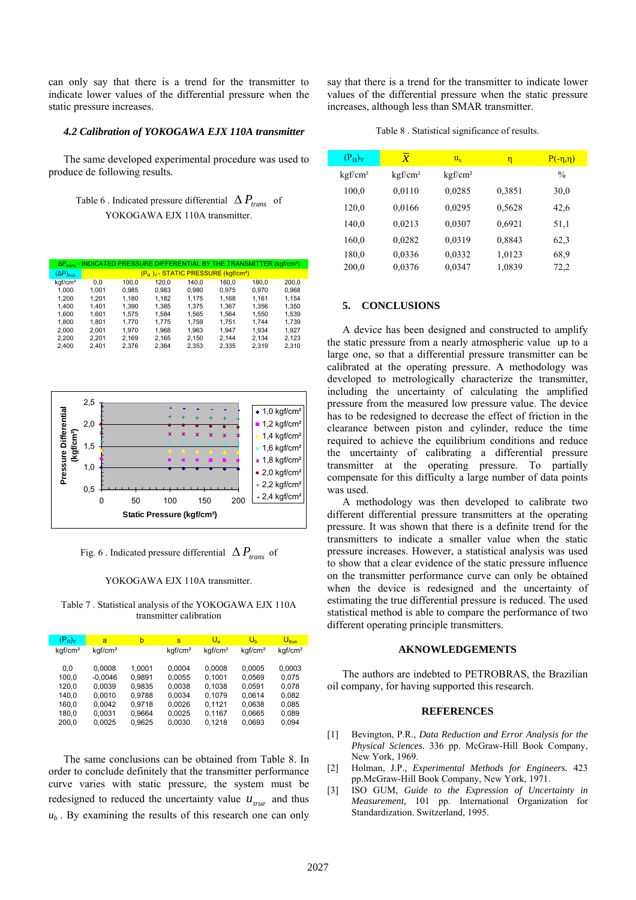can only say that there is a trend for the transmitter to indicate lower values of the differential pressure when the static pressure increases.

### *4.2 Calibration of YOKOGAWA EJX 110A transmitter*

The same developed experimental procedure was used to produce de following results.

Table 6 . Indicated pressure differential $\Delta P_{trans}$ of YOKOGAWA EJX 110A transmitter.

| $(\Delta P)_{true}$ | $\Delta P_{trans}$ - INDICATED PRESSURE DIFFERENTIAL BY THE TRANSMITTER (kgf/cm²) $(P_H)_Y$ - STATIC PRESSURE (kgf/cm²) | | | | | | |
|---|---|---|---|---|---|---|---|
| kgf/cm² | 0,0 | 100,0 | 120,0 | 140,0 | 160,0 | 180,0 | 200,0 |
| 1,000 | 1,001 | 0,985 | 0,983 | 0,980 | 0,975 | 0,970 | 0,968 |
| 1,200 | 1,201 | 1,180 | 1,182 | 1,175 | 1,168 | 1,161 | 1,154 |
| 1,400 | 1,401 | 1,390 | 1,385 | 1,375 | 1,367 | 1,356 | 1,350 |
| 1,600 | 1,601 | 1,575 | 1,584 | 1,565 | 1,564 | 1,550 | 1,539 |
| 1,800 | 1,801 | 1,770 | 1,775 | 1,759 | 1,751 | 1,744 | 1,739 |
| 2,000 | 2,001 | 1,970 | 1,968 | 1,963 | 1,947 | 1,934 | 1,927 |
| 2,200 | 2,201 | 2,169 | 2,165 | 2,150 | 2,144 | 2,134 | 2,123 |
| 2,400 | 2,401 | 2,376 | 2,364 | 2,353 | 2,335 | 2,319 | 2,310 |

Pressure Differential (kgf/cm²)
2,5
2,0
1,5
1,0
0,5
0
50
100
150
200
Static Pressure (kgf/cm²)
1,0 kgf/cm²
1,2 kgf/cm²
1,4 kgf/cm²
1,6 kgf/cm²
1,8 kgf/cm²
2,0 kgf/cm²
2,2 kgf/cm²
2,4 kgf/cm²

Fig. 6 . Indicated pressure differential $\Delta P_{trans}$ of YOKOGAWA EJX 110A transmitter.

Table 7 . Statistical analysis of the YOKOGAWA EJX 110A transmitter calibration

| $(P_H)_Y$ | a | b | s | $U_a$ | $U_b$ | $U_{true}$ |
|---|---|---|---|---|---|---|
| kgf/cm² | kgf/cm² | | kgf/cm² | kgf/cm² | kgf/cm² | kgf/cm² |
| 0,0 | 0,0008 | 1,0001 | 0,0004 | 0,0008 | 0,0005 | 0,0003 |
| 100,0 | -0,0046 | 0,9891 | 0,0055 | 0,1001 | 0,0569 | 0,075 |
| 120,0 | 0,0039 | 0,9835 | 0,0038 | 0,1038 | 0,0591 | 0,078 |
| 140,0 | 0,0010 | 0,9788 | 0,0034 | 0,1079 | 0,0614 | 0,082 |
| 160,0 | 0,0042 | 0,9718 | 0,0026 | 0,1121 | 0,0638 | 0,085 |
| 180,0 | 0,0031 | 0,9664 | 0,0025 | 0,1167 | 0,0665 | 0,089 |
| 200,0 | 0,0025 | 0,9625 | 0,0030 | 0,1218 | 0,0693 | 0,094 |

The same conclusions can be obtained from Table 8. In order to conclude definitely that the transmitter performance curve varies with static pressure, the system must be redesigned to reduced the uncertainty value $u_{true}$ and thus $u_b$. By examining the results of this research one can only say that there is a trend for the transmitter to indicate lower values of the differential pressure when the static pressure increases, although less than SMAR transmitter.

Table 8 . Statistical significance of results.

| $(P_H)_Y$ | $\overline{X}$ | $u_x$ | η | P(-η,η) |
|---|---|---|---|---|
| kgf/cm² | kgf/cm² | kgf/cm² | | % |
| 100,0 | 0,0110 | 0,0285 | 0,3851 | 30,0 |
| 120,0 | 0,0166 | 0,0295 | 0,5628 | 42,6 |
| 140,0 | 0,0213 | 0,0307 | 0,6921 | 51,1 |
| 160,0 | 0,0282 | 0,0319 | 0,8843 | 62,3 |
| 180,0 | 0,0336 | 0,0332 | 1,0123 | 68,9 |
| 200,0 | 0,0376 | 0,0347 | 1,0839 | 72,2 |

## 5. CONCLUSIONS

A device has been designed and constructed to amplify the static pressure from a nearly atmospheric value up to a large one, so that a differential pressure transmitter can be calibrated at the operating pressure. A methodology was developed to metrologically characterize the transmitter, including the uncertainty of calculating the amplified pressure from the measured low pressure value. The device has to be redesigned to decrease the effect of friction in the clearance between piston and cylinder, reduce the time required to achieve the equilibrium conditions and reduce the uncertainty of calibrating a differential pressure transmitter at the operating pressure. To partially compensate for this difficulty a large number of data points was used.

A methodology was then developed to calibrate two different differential pressure transmitters at the operating pressure. It was shown that there is a definite trend for the transmitters to indicate a smaller value when the static pressure increases. However, a statistical analysis was used to show that a clear evidence of the static pressure influence on the transmitter performance curve can only be obtained when the device is redesigned and the uncertainty of estimating the true differential pressure is reduced. The used statistical method is able to compare the performance of two different operating principle transmitters.

## AKNOWLEDGEMENTS

The authors are indebted to PETROBRAS, the Brazilian oil company, for having supported this research.

## REFERENCES

[1] Bevington, P.R., *Data Reduction and Error Analysis for the Physical Sciences.* 336 pp. McGraw-Hill Book Company, New York, 1969.

[2] Holman, J.P., *Experimental Methods for Engineers.* 423 pp.McGraw-Hill Book Company, New York, 1971.

[3] ISO GUM, *Guide to the Expression of Uncertainty in Measurement,* 101 pp. International Organization for Standardization. Switzerland, 1995.